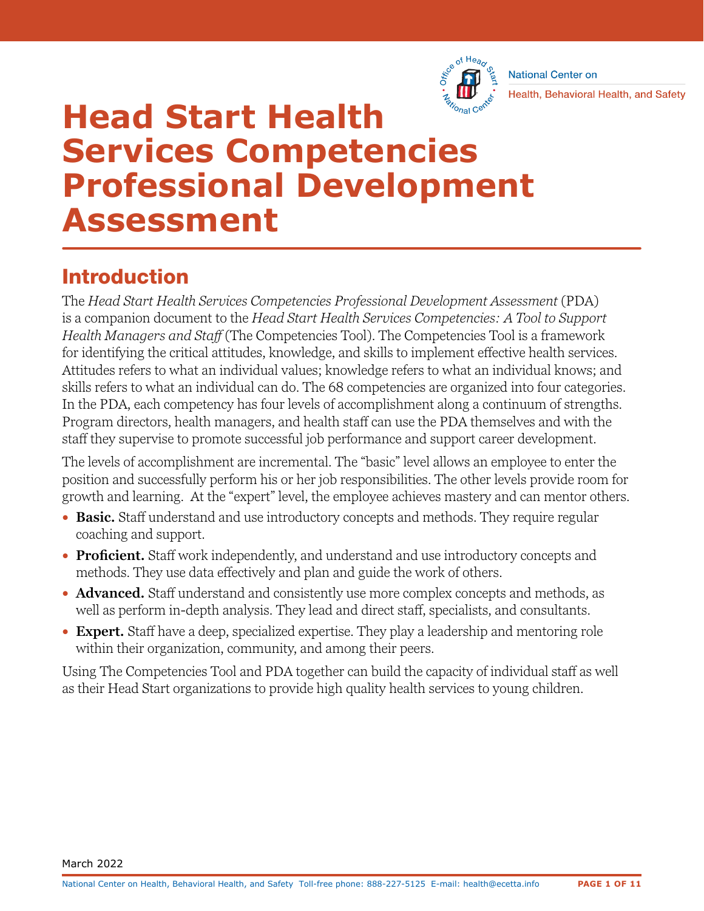National Center on Health, Behavioral Health, and Safety

# Head Start Health Services Competencies Professional Development Assessment

## Introduction

The *Head Start Health Services Competencies Professional Development Assessment* (PDA) is a companion document to the *Head Start Health Services Competencies: A Tool to Support Health Managers and Staff* (The Competencies Tool). The Competencies Tool is a framework for identifying the critical attitudes, knowledge, and skills to implement effective health services. Attitudes refers to what an individual values; knowledge refers to what an individual knows; and skills refers to what an individual can do. The 68 competencies are organized into four categories. In the PDA, each competency has four levels of accomplishment along a continuum of strengths. Program directors, health managers, and health staff can use the PDA themselves and with the staff they supervise to promote successful job performance and support career development.

The levels of accomplishment are incremental. The "basic" level allows an employee to enter the position and successfully perform his or her job responsibilities. The other levels provide room for growth and learning. At the "expert" level, the employee achieves mastery and can mentor others.

- **Basic.** Staff understand and use introductory concepts and methods. They require regular coaching and support.
- **Proficient.** Staff work independently, and understand and use introductory concepts and methods. They use data effectively and plan and guide the work of others.
- **Advanced.** Staff understand and consistently use more complex concepts and methods, as well as perform in-depth analysis. They lead and direct staff, specialists, and consultants.
- **Expert.** Staff have a deep, specialized expertise. They play a leadership and mentoring role within their organization, community, and among their peers.

Using The Competencies Tool and PDA together can build the capacity of individual staff as well as their Head Start organizations to provide high quality health services to young children.

March 2022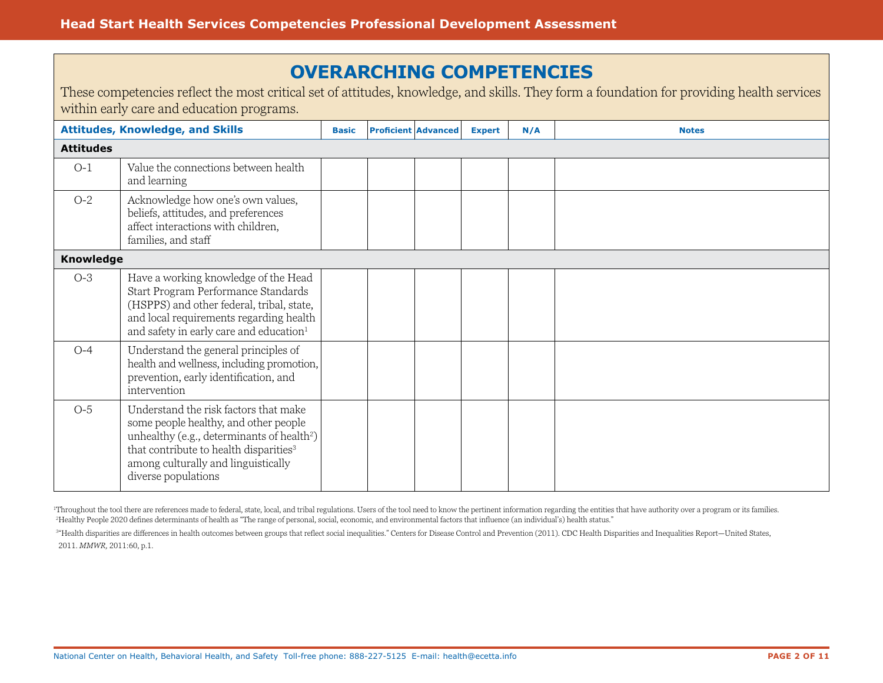## OVERARCHING COMPETENCIES

These competencies reflect the most critical set of attitudes, knowledge, and skills. They form a foundation for providing health services within early care and education programs.

| Attitudes, Knowledge, and Skills | | Basic | Proficient | Advanced | Expert | N/A | Notes |
|---|---|---|---|---|---|---|---|
| **Attitudes** | | | | | | | |
| O-1 | Value the connections between health and learning | | | | | | |
| O-2 | Acknowledge how one's own values, beliefs, attitudes, and preferences affect interactions with children, families, and staff | | | | | | |
| **Knowledge** | | | | | | | |
| O-3 | Have a working knowledge of the Head Start Program Performance Standards (HSPPS) and other federal, tribal, state, and local requirements regarding health and safety in early care and education[1] | | | | | | |
| O-4 | Understand the general principles of health and wellness, including promotion, prevention, early identification, and intervention | | | | | | |
| O-5 | Understand the risk factors that make some people healthy, and other people unhealthy (e.g., determinants of health[2]) that contribute to health disparities[3] among culturally and linguistically diverse populations | | | | | | |

[1]Throughout the tool there are references made to federal, state, local, and tribal regulations. Users of the tool need to know the pertinent information regarding the entities that have authority over a program or its families.

[2]Healthy People 2020 defines determinants of health as "The range of personal, social, economic, and environmental factors that influence (an individual's) health status."

[3]"Health disparities are differences in health outcomes between groups that reflect social inequalities." Centers for Disease Control and Prevention (2011). CDC Health Disparities and Inequalities Report—United States, 2011. *MMWR,* 2011:60, p.1.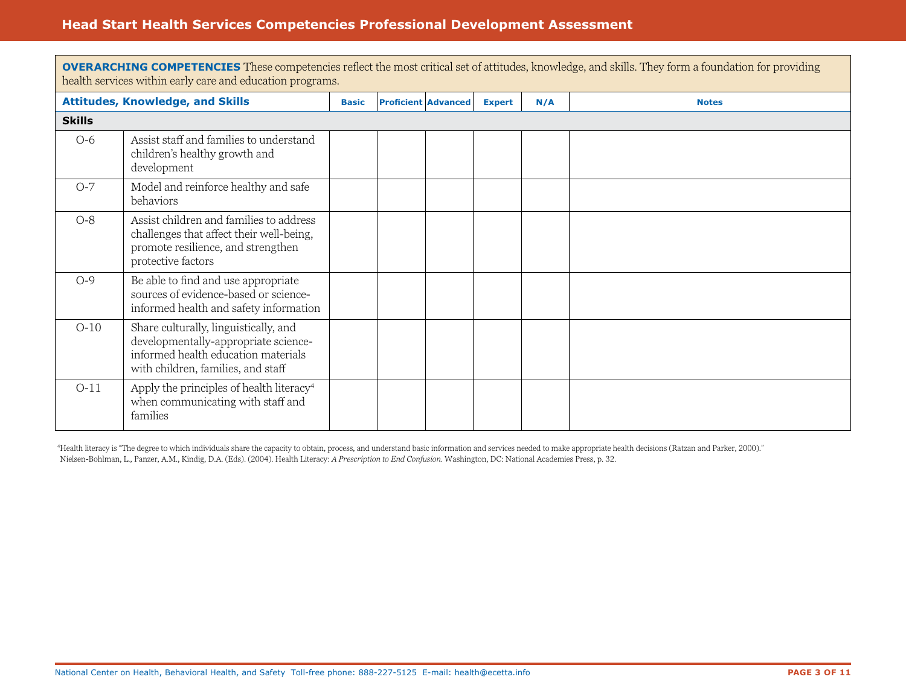# Head Start Health Services Competencies Professional Development Assessment

**OVERARCHING COMPETENCIES** These competencies reflect the most critical set of attitudes, knowledge, and skills. They form a foundation for providing health services within early care and education programs.

| Attitudes, Knowledge, and Skills | | Basic | Proficient | Advanced | Expert | N/A | Notes |
|---|---|---|---|---|---|---|---|
| **Skills** | | | | | | | |
| O-6 | Assist staff and families to understand children's healthy growth and development | | | | | | |
| O-7 | Model and reinforce healthy and safe behaviors | | | | | | |
| O-8 | Assist children and families to address challenges that affect their well-being, promote resilience, and strengthen protective factors | | | | | | |
| O-9 | Be able to find and use appropriate sources of evidence-based or science-informed health and safety information | | | | | | |
| O-10 | Share culturally, linguistically, and developmentally-appropriate science-informed health education materials with children, families, and staff | | | | | | |
| O-11 | Apply the principles of health literacy[4] when communicating with staff and families | | | | | | |

[4]Health literacy is "The degree to which individuals share the capacity to obtain, process, and understand basic information and services needed to make appropriate health decisions (Ratzan and Parker, 2000)." Nielsen-Bohlman, L., Panzer, A.M., Kindig, D.A. (Eds). (2004). Health Literacy: *A Prescription to End Confusion*. Washington, DC: National Academies Press, p. 32.

National Center on Health, Behavioral Health, and Safety Toll-free phone: 888-227-5125 E-mail: health@ecetta.info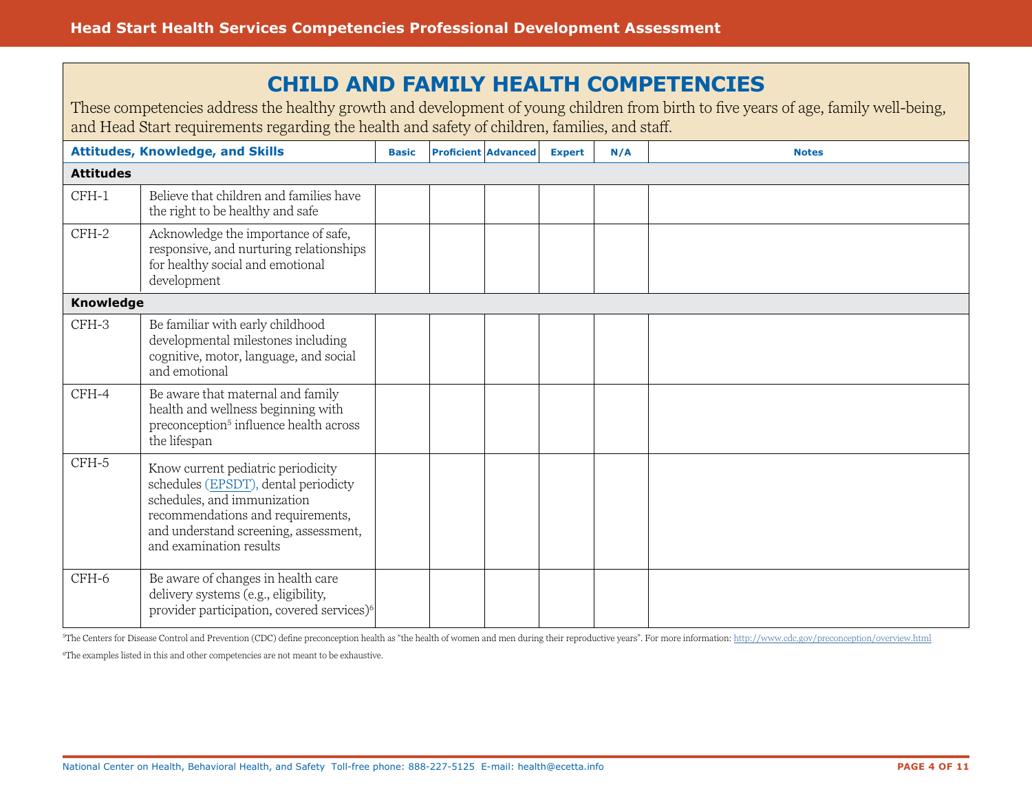# CHILD AND FAMILY HEALTH COMPETENCIES

These competencies address the healthy growth and development of young children from birth to five years of age, family well-being, and Head Start requirements regarding the health and safety of children, families, and staff.

| Attitudes, Knowledge, and Skills | | Basic | Proficient | Advanced | Expert | N/A | Notes |
|---|---|---|---|---|---|---|---|
| **Attitudes** | | | | | | | |
| CFH-1 | Believe that children and families have the right to be healthy and safe | | | | | | |
| CFH-2 | Acknowledge the importance of safe, responsive, and nurturing relationships for healthy social and emotional development | | | | | | |
| **Knowledge** | | | | | | | |
| CFH-3 | Be familiar with early childhood developmental milestones including cognitive, motor, language, and social and emotional | | | | | | |
| CFH-4 | Be aware that maternal and family health and wellness beginning with preconception[5] influence health across the lifespan | | | | | | |
| CFH-5 | Know current pediatric periodicity schedules (EPSDT), dental periodicty schedules, and immunization recommendations and requirements, and understand screening, assessment, and examination results | | | | | | |
| CFH-6 | Be aware of changes in health care delivery systems (e.g., eligibility, provider participation, covered services)[6] | | | | | | |

[5]The Centers for Disease Control and Prevention (CDC) define preconception health as "the health of women and men during their reproductive years". For more information: http://www.cdc.gov/preconception/overview.html

[6]The examples listed in this and other competencies are not meant to be exhaustive.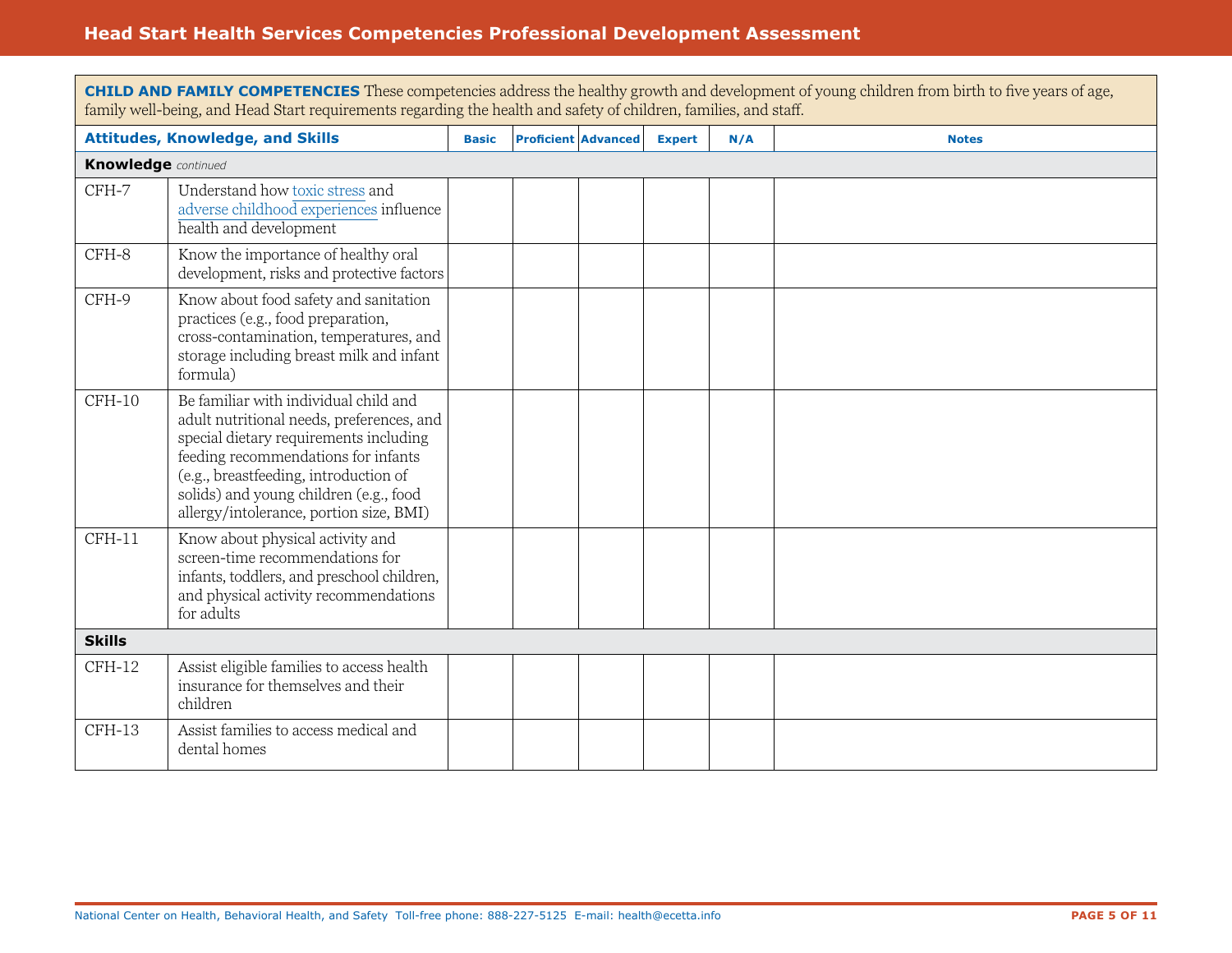**CHILD AND FAMILY COMPETENCIES** These competencies address the healthy growth and development of young children from birth to five years of age, family well-being, and Head Start requirements regarding the health and safety of children, families, and staff.

| Attitudes, Knowledge, and Skills | | Basic | Proficient | Advanced | Expert | N/A | Notes |
|---|---|---|---|---|---|---|---|
| **Knowledge** *continued* | | | | | | | |
| CFH-7 | Understand how toxic stress and adverse childhood experiences influence health and development | | | | | | |
| CFH-8 | Know the importance of healthy oral development, risks and protective factors | | | | | | |
| CFH-9 | Know about food safety and sanitation practices (e.g., food preparation, cross-contamination, temperatures, and storage including breast milk and infant formula) | | | | | | |
| CFH-10 | Be familiar with individual child and adult nutritional needs, preferences, and special dietary requirements including feeding recommendations for infants (e.g., breastfeeding, introduction of solids) and young children (e.g., food allergy/intolerance, portion size, BMI) | | | | | | |
| CFH-11 | Know about physical activity and screen-time recommendations for infants, toddlers, and preschool children, and physical activity recommendations for adults | | | | | | |
| **Skills** | | | | | | | |
| CFH-12 | Assist eligible families to access health insurance for themselves and their children | | | | | | |
| CFH-13 | Assist families to access medical and dental homes | | | | | | |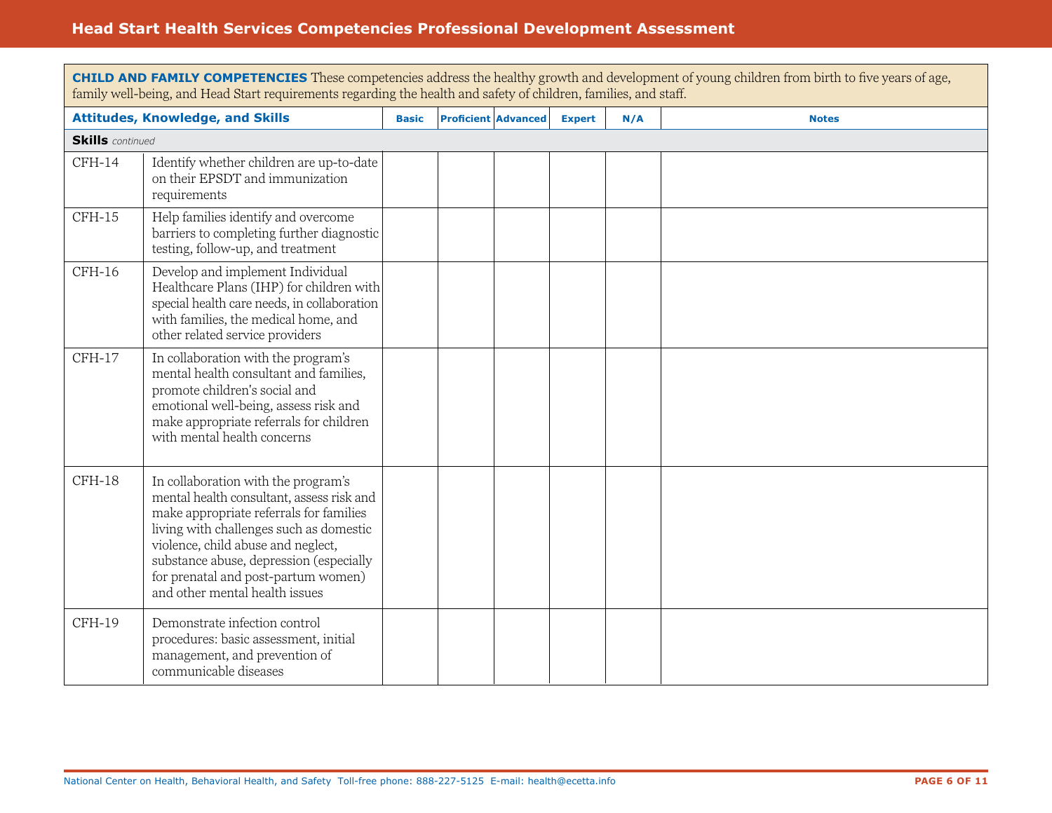| **CHILD AND FAMILY COMPETENCIES** These competencies address the healthy growth and development of young children from birth to five years of age, family well-being, and Head Start requirements regarding the health and safety of children, families, and staff. | | | | | | | |
|---|---|---|---|---|---|---|---|
| **Attitudes, Knowledge, and Skills** | | **Basic** | **Proficient** | **Advanced** | **Expert** | **N/A** | **Notes** |
| **Skills** *continued* | | | | | | | |
| CFH-14 | Identify whether children are up-to-date on their EPSDT and immunization requirements | | | | | | |
| CFH-15 | Help families identify and overcome barriers to completing further diagnostic testing, follow-up, and treatment | | | | | | |
| CFH-16 | Develop and implement Individual Healthcare Plans (IHP) for children with special health care needs, in collaboration with families, the medical home, and other related service providers | | | | | | |
| CFH-17 | In collaboration with the program's mental health consultant and families, promote children's social and emotional well-being, assess risk and make appropriate referrals for children with mental health concerns | | | | | | |
| CFH-18 | In collaboration with the program's mental health consultant, assess risk and make appropriate referrals for families living with challenges such as domestic violence, child abuse and neglect, substance abuse, depression (especially for prenatal and post-partum women) and other mental health issues | | | | | | |
| CFH-19 | Demonstrate infection control procedures: basic assessment, initial management, and prevention of communicable diseases | | | | | | |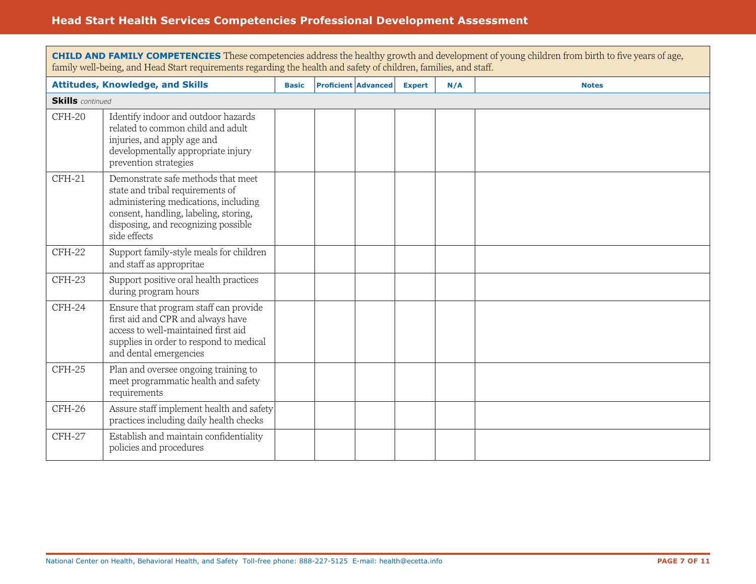**CHILD AND FAMILY COMPETENCIES** These competencies address the healthy growth and development of young children from birth to five years of age, family well-being, and Head Start requirements regarding the health and safety of children, families, and staff.

| Attitudes, Knowledge, and Skills | | Basic | Proficient | Advanced | Expert | N/A | Notes |
|---|---|---|---|---|---|---|---|
| **Skills** *continued* | | | | | | | |
| CFH-20 | Identify indoor and outdoor hazards related to common child and adult injuries, and apply age and developmentally appropriate injury prevention strategies | | | | | | |
| CFH-21 | Demonstrate safe methods that meet state and tribal requirements of administering medications, including consent, handling, labeling, storing, disposing, and recognizing possible side effects | | | | | | |
| CFH-22 | Support family-style meals for children and staff as appropritae | | | | | | |
| CFH-23 | Support positive oral health practices during program hours | | | | | | |
| CFH-24 | Ensure that program staff can provide first aid and CPR and always have access to well-maintained first aid supplies in order to respond to medical and dental emergencies | | | | | | |
| CFH-25 | Plan and oversee ongoing training to meet programmatic health and safety requirements | | | | | | |
| CFH-26 | Assure staff implement health and safety practices including daily health checks | | | | | | |
| CFH-27 | Establish and maintain confidentiality policies and procedures | | | | | | |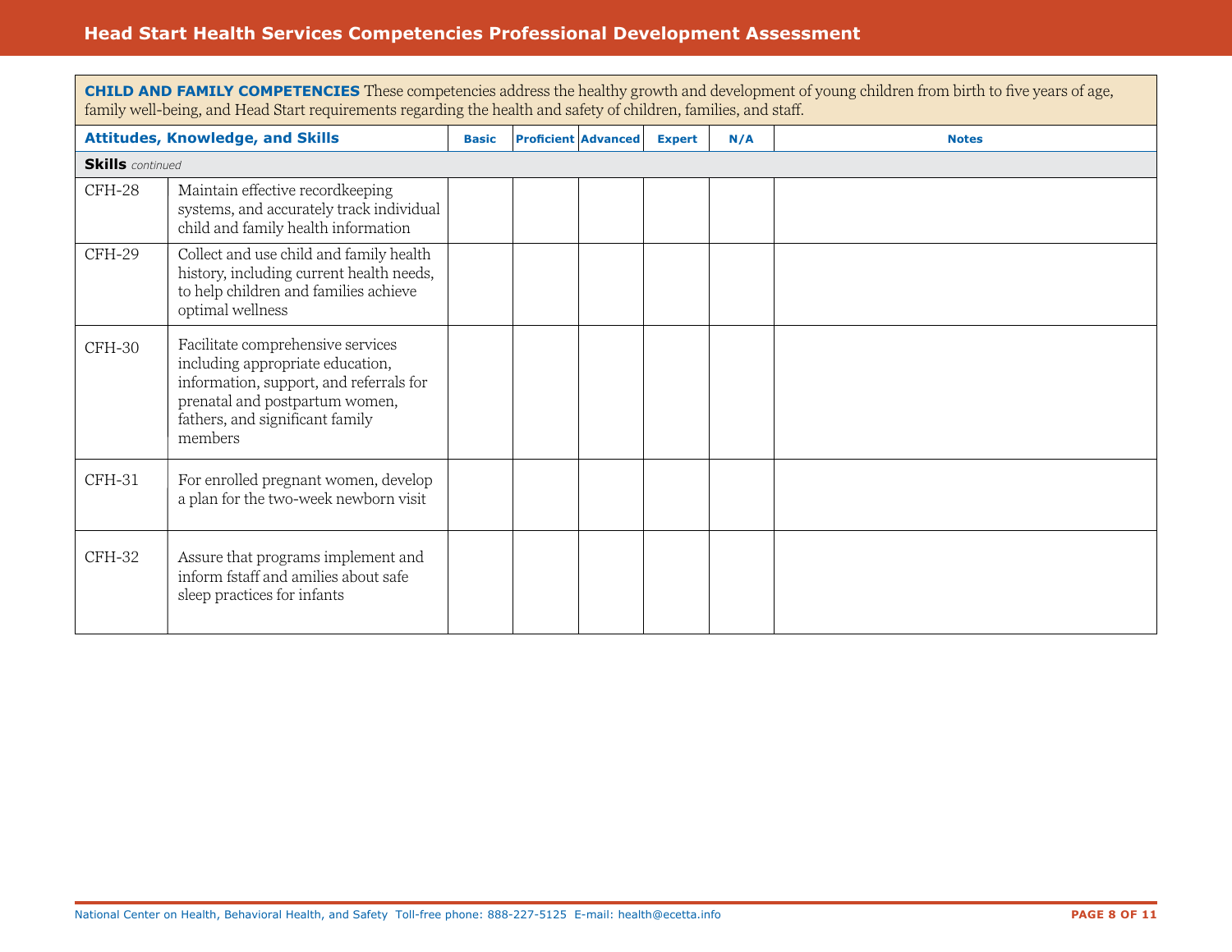**CHILD AND FAMILY COMPETENCIES** These competencies address the healthy growth and development of young children from birth to five years of age, family well-being, and Head Start requirements regarding the health and safety of children, families, and staff.

| Attitudes, Knowledge, and Skills | | Basic | Proficient | Advanced | Expert | N/A | Notes |
|---|---|---|---|---|---|---|---|
| **Skills** *continued* | | | | | | | |
| CFH-28 | Maintain effective recordkeeping systems, and accurately track individual child and family health information | | | | | | |
| CFH-29 | Collect and use child and family health history, including current health needs, to help children and families achieve optimal wellness | | | | | | |
| CFH-30 | Facilitate comprehensive services including appropriate education, information, support, and referrals for prenatal and postpartum women, fathers, and significant family members | | | | | | |
| CFH-31 | For enrolled pregnant women, develop a plan for the two-week newborn visit | | | | | | |
| CFH-32 | Assure that programs implement and inform fstaff and amilies about safe sleep practices for infants | | | | | | |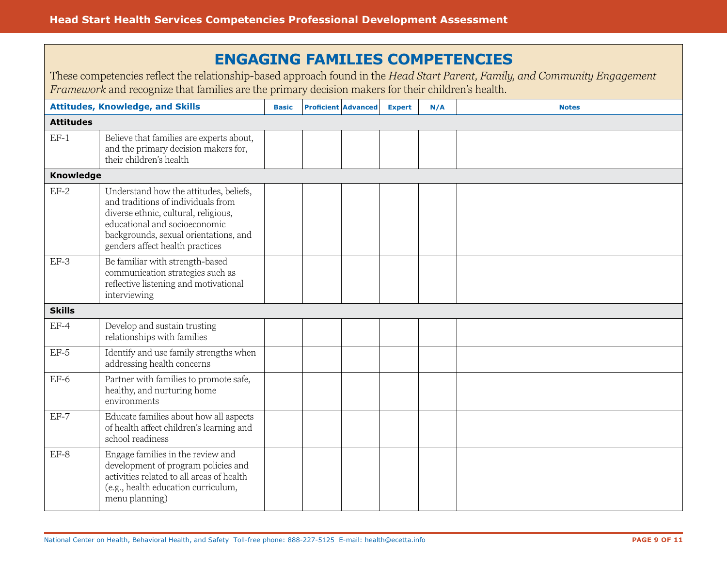# ENGAGING FAMILIES COMPETENCIES

These competencies reflect the relationship-based approach found in the *Head Start Parent, Family, and Community Engagement Framework* and recognize that families are the primary decision makers for their children's health.

| Attitudes, Knowledge, and Skills | | Basic | Proficient | Advanced | Expert | N/A | Notes |
|---|---|---|---|---|---|---|---|
| **Attitudes** | | | | | | | |
| EF-1 | Believe that families are experts about, and the primary decision makers for, their children's health | | | | | | |
| **Knowledge** | | | | | | | |
| EF-2 | Understand how the attitudes, beliefs, and traditions of individuals from diverse ethnic, cultural, religious, educational and socioeconomic backgrounds, sexual orientations, and genders affect health practices | | | | | | |
| EF-3 | Be familiar with strength-based communication strategies such as reflective listening and motivational interviewing | | | | | | |
| **Skills** | | | | | | | |
| EF-4 | Develop and sustain trusting relationships with families | | | | | | |
| EF-5 | Identify and use family strengths when addressing health concerns | | | | | | |
| EF-6 | Partner with families to promote safe, healthy, and nurturing home environments | | | | | | |
| EF-7 | Educate families about how all aspects of health affect children's learning and school readiness | | | | | | |
| EF-8 | Engage families in the review and development of program policies and activities related to all areas of health (e.g., health education curriculum, menu planning) | | | | | | |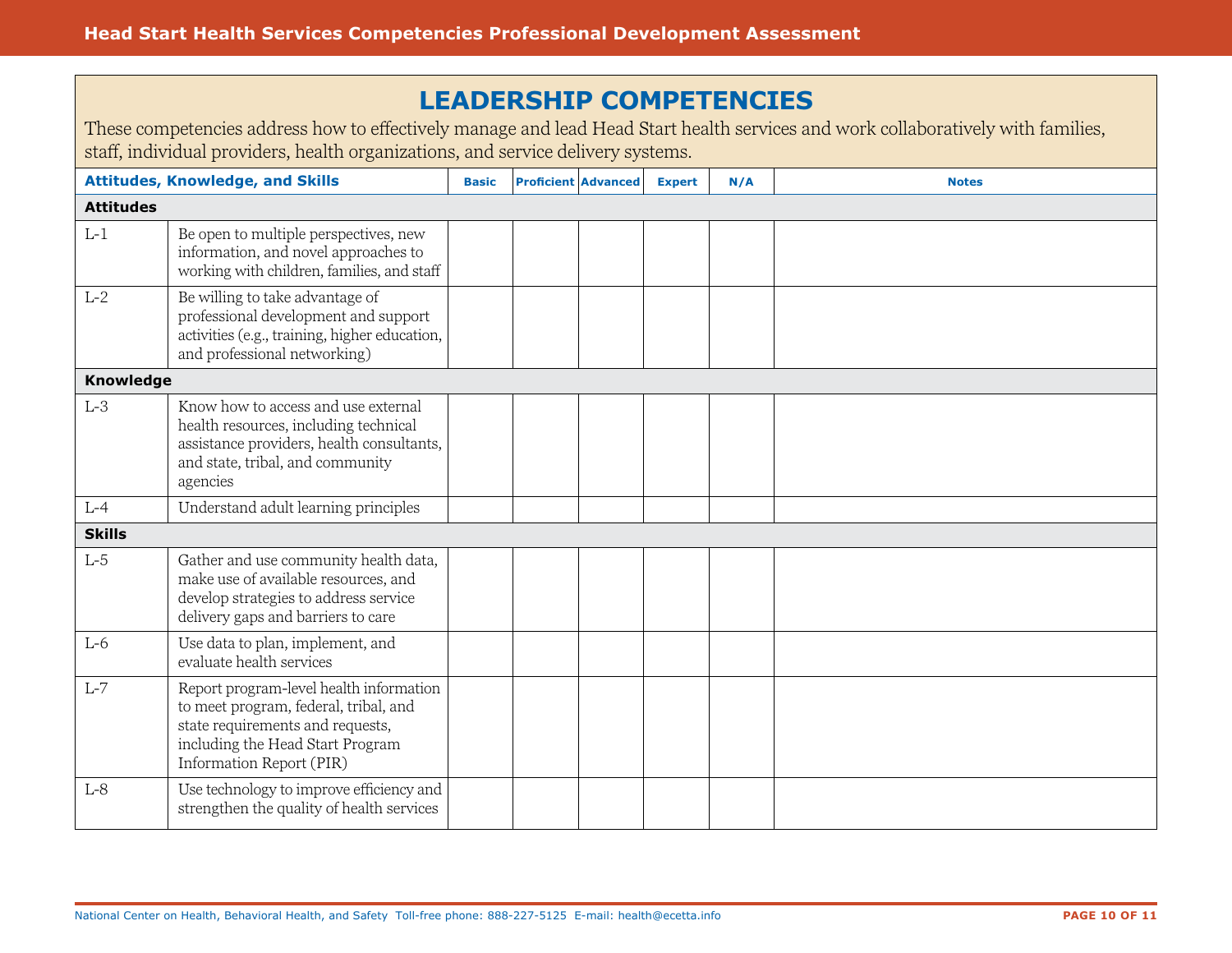# LEADERSHIP COMPETENCIES

These competencies address how to effectively manage and lead Head Start health services and work collaboratively with families, staff, individual providers, health organizations, and service delivery systems.

| Attitudes, Knowledge, and Skills | | Basic | Proficient | Advanced | Expert | N/A | Notes |
|---|---|---|---|---|---|---|---|
| **Attitudes** | | | | | | | |
| L-1 | Be open to multiple perspectives, new information, and novel approaches to working with children, families, and staff | | | | | | |
| L-2 | Be willing to take advantage of professional development and support activities (e.g., training, higher education, and professional networking) | | | | | | |
| **Knowledge** | | | | | | | |
| L-3 | Know how to access and use external health resources, including technical assistance providers, health consultants, and state, tribal, and community agencies | | | | | | |
| L-4 | Understand adult learning principles | | | | | | |
| **Skills** | | | | | | | |
| L-5 | Gather and use community health data, make use of available resources, and develop strategies to address service delivery gaps and barriers to care | | | | | | |
| L-6 | Use data to plan, implement, and evaluate health services | | | | | | |
| L-7 | Report program-level health information to meet program, federal, tribal, and state requirements and requests, including the Head Start Program Information Report (PIR) | | | | | | |
| L-8 | Use technology to improve efficiency and strengthen the quality of health services | | | | | | |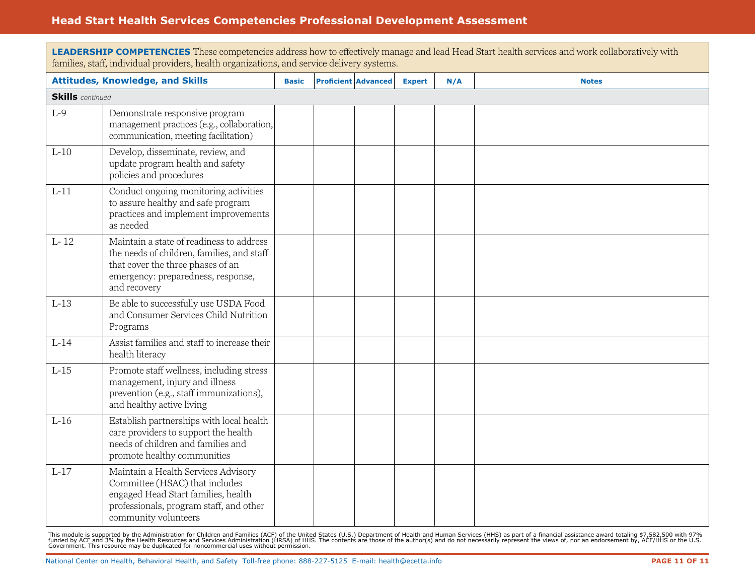## Head Start Health Services Competencies Professional Development Assessment

**LEADERSHIP COMPETENCIES** These competencies address how to effectively manage and lead Head Start health services and work collaboratively with families, staff, individual providers, health organizations, and service delivery systems.

| Attitudes, Knowledge, and Skills | | Basic | Proficient | Advanced | Expert | N/A | Notes |
|---|---|---|---|---|---|---|---|
| **Skills** *continued* | | | | | | | |
| L-9 | Demonstrate responsive program management practices (e.g., collaboration, communication, meeting facilitation) | | | | | | |
| L-10 | Develop, disseminate, review, and update program health and safety policies and procedures | | | | | | |
| L-11 | Conduct ongoing monitoring activities to assure healthy and safe program practices and implement improvements as needed | | | | | | |
| L- 12 | Maintain a state of readiness to address the needs of children, families, and staff that cover the three phases of an emergency: preparedness, response, and recovery | | | | | | |
| L-13 | Be able to successfully use USDA Food and Consumer Services Child Nutrition Programs | | | | | | |
| L-14 | Assist families and staff to increase their health literacy | | | | | | |
| L-15 | Promote staff wellness, including stress management, injury and illness prevention (e.g., staff immunizations), and healthy active living | | | | | | |
| L-16 | Establish partnerships with local health care providers to support the health needs of children and families and promote healthy communities | | | | | | |
| L-17 | Maintain a Health Services Advisory Committee (HSAC) that includes engaged Head Start families, health professionals, program staff, and other community volunteers | | | | | | |

This module is supported by the Administration for Children and Families (ACF) of the United States (U.S.) Department of Health and Human Services (HHS) as part of a financial assistance award totaling $7,582,500 with 97% funded by ACF and 3% by the Health Resources and Services Administration (HRSA) of HHS. The contents are those of the author(s) and do not necessarily represent the views of, nor an endorsement by, ACF/HHS or the U.S. Government. This resource may be duplicated for noncommercial uses without permission.

National Center on Health, Behavioral Health, and Safety Toll-free phone: 888-227-5125 E-mail: health@ecetta.info